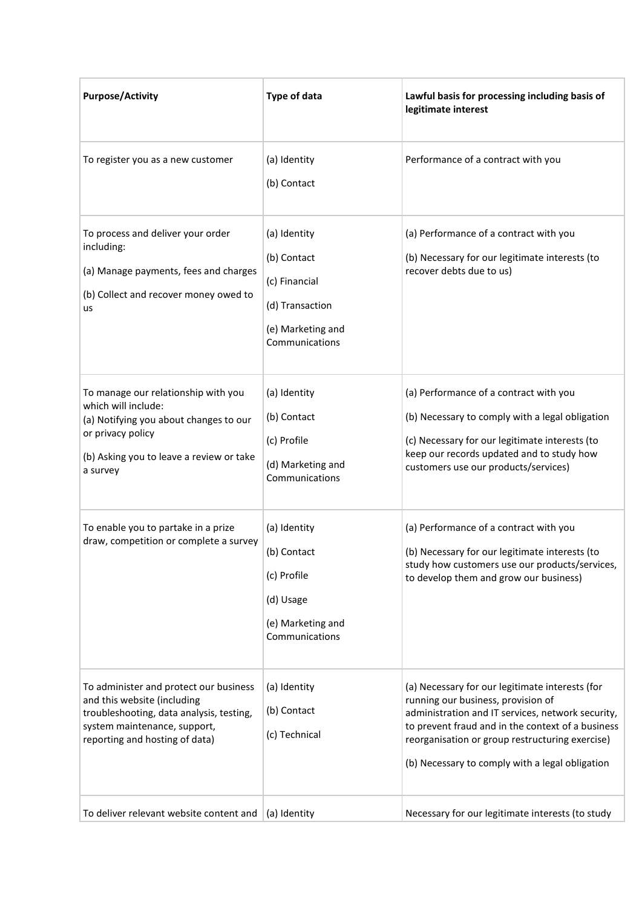| Purpose/Activity | Type of data | Lawful basis for processing including basis of legitimate interest |
|---|---|---|
| To register you as a new customer | (a) Identity<br>(b) Contact | Performance of a contract with you |
| To process and deliver your order including:<br>(a) Manage payments, fees and charges<br>(b) Collect and recover money owed to us | (a) Identity<br>(b) Contact<br>(c) Financial<br>(d) Transaction<br>(e) Marketing and Communications | (a) Performance of a contract with you<br>(b) Necessary for our legitimate interests (to recover debts due to us) |
| To manage our relationship with you which will include:<br>(a) Notifying you about changes to our or privacy policy<br>(b) Asking you to leave a review or take a survey | (a) Identity<br>(b) Contact<br>(c) Profile<br>(d) Marketing and Communications | (a) Performance of a contract with you<br>(b) Necessary to comply with a legal obligation<br>(c) Necessary for our legitimate interests (to keep our records updated and to study how customers use our products/services) |
| To enable you to partake in a prize draw, competition or complete a survey | (a) Identity<br>(b) Contact<br>(c) Profile<br>(d) Usage<br>(e) Marketing and Communications | (a) Performance of a contract with you<br>(b) Necessary for our legitimate interests (to study how customers use our products/services, to develop them and grow our business) |
| To administer and protect our business and this website (including troubleshooting, data analysis, testing, system maintenance, support, reporting and hosting of data) | (a) Identity<br>(b) Contact<br>(c) Technical | (a) Necessary for our legitimate interests (for running our business, provision of administration and IT services, network security, to prevent fraud and in the context of a business reorganisation or group restructuring exercise)<br>(b) Necessary to comply with a legal obligation |
| To deliver relevant website content and | (a) Identity | Necessary for our legitimate interests (to study |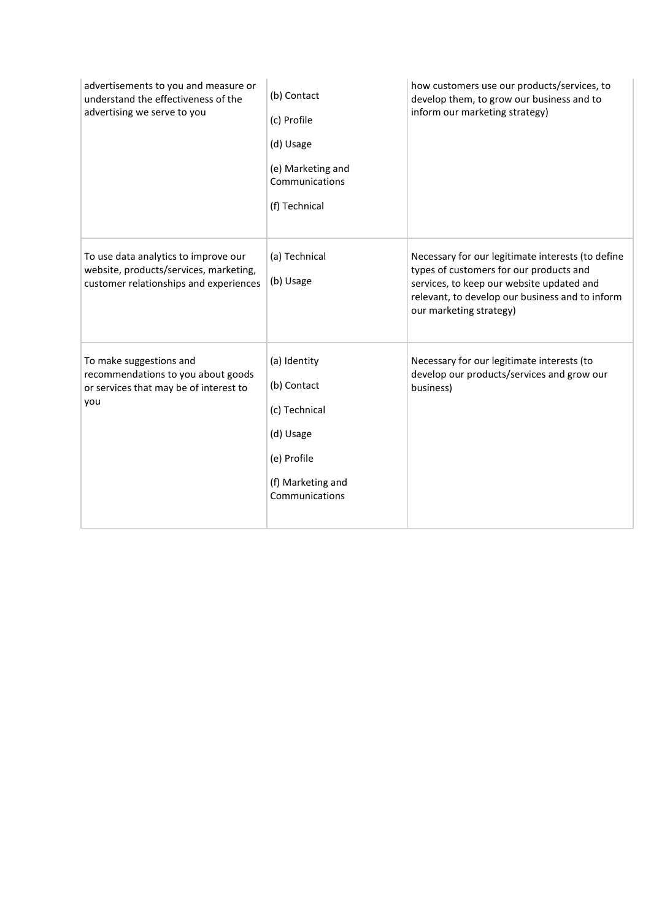| | | |
|---|---|---|
| advertisements to you and measure or understand the effectiveness of the advertising we serve to you | (b) Contact<br><br>(c) Profile<br><br>(d) Usage<br><br>(e) Marketing and Communications<br><br>(f) Technical | how customers use our products/services, to develop them, to grow our business and to inform our marketing strategy) |
| To use data analytics to improve our website, products/services, marketing, customer relationships and experiences | (a) Technical<br><br>(b) Usage | Necessary for our legitimate interests (to define types of customers for our products and services, to keep our website updated and relevant, to develop our business and to inform our marketing strategy) |
| To make suggestions and recommendations to you about goods or services that may be of interest to you | (a) Identity<br><br>(b) Contact<br><br>(c) Technical<br><br>(d) Usage<br><br>(e) Profile<br><br>(f) Marketing and Communications | Necessary for our legitimate interests (to develop our products/services and grow our business) |